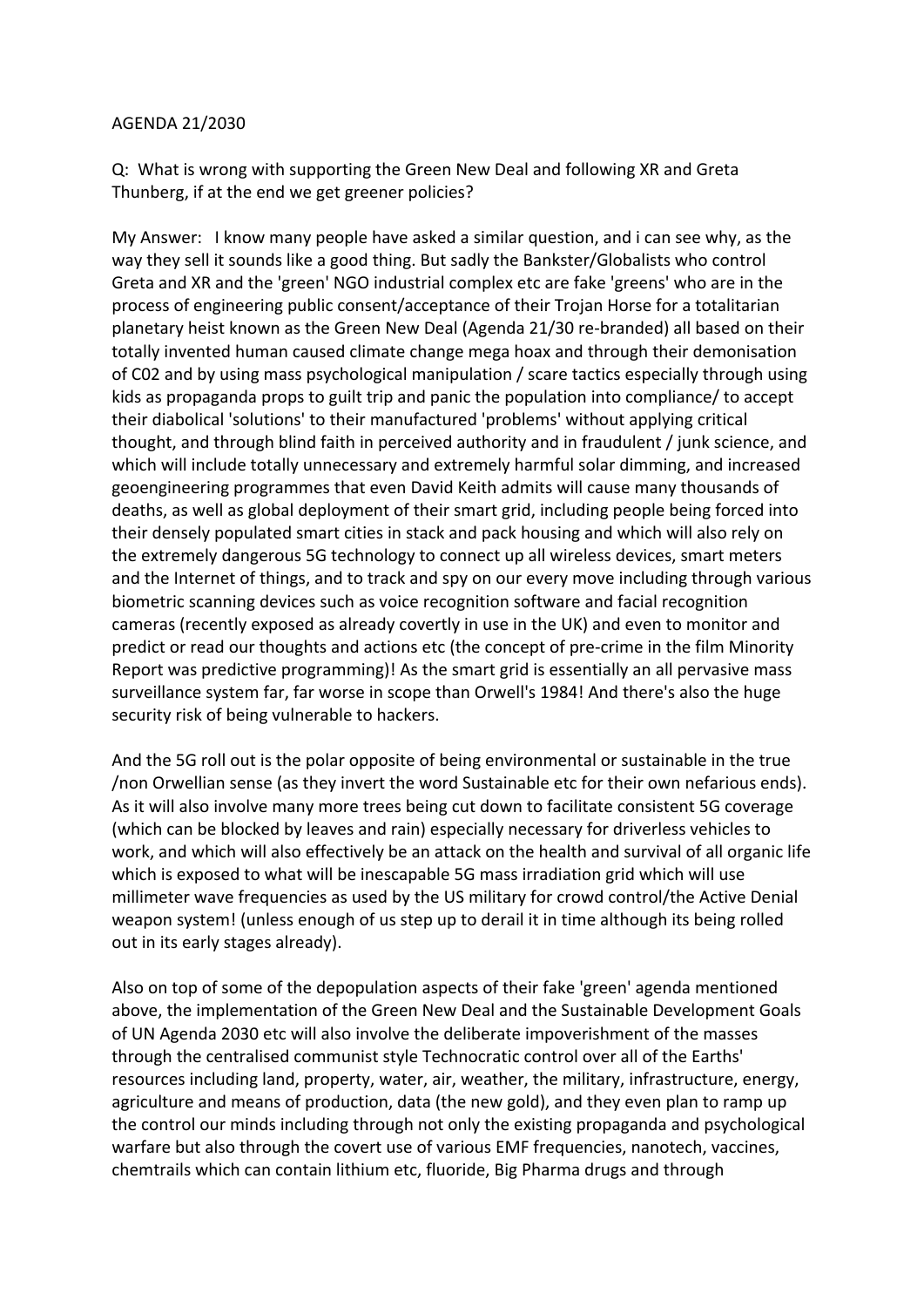AGENDA 21/2030

Q: What is wrong with supporting the Green New Deal and following XR and Greta Thunberg, if at the end we get greener policies?

My Answer: I know many people have asked a similar question, and i can see why, as the way they sell it sounds like a good thing. But sadly the Bankster/Globalists who control Greta and XR and the 'green' NGO industrial complex etc are fake 'greens' who are in the process of engineering public consent/acceptance of their Trojan Horse for a totalitarian planetary heist known as the Green New Deal (Agenda 21/30 re-branded) all based on their totally invented human caused climate change mega hoax and through their demonisation of C02 and by using mass psychological manipulation / scare tactics especially through using kids as propaganda props to guilt trip and panic the population into compliance/ to accept their diabolical 'solutions' to their manufactured 'problems' without applying critical thought, and through blind faith in perceived authority and in fraudulent / junk science, and which will include totally unnecessary and extremely harmful solar dimming, and increased geoengineering programmes that even David Keith admits will cause many thousands of deaths, as well as global deployment of their smart grid, including people being forced into their densely populated smart cities in stack and pack housing and which will also rely on the extremely dangerous 5G technology to connect up all wireless devices, smart meters and the Internet of things, and to track and spy on our every move including through various biometric scanning devices such as voice recognition software and facial recognition cameras (recently exposed as already covertly in use in the UK) and even to monitor and predict or read our thoughts and actions etc (the concept of pre-crime in the film Minority Report was predictive programming)! As the smart grid is essentially an all pervasive mass surveillance system far, far worse in scope than Orwell's 1984! And there's also the huge security risk of being vulnerable to hackers.

And the 5G roll out is the polar opposite of being environmental or sustainable in the true /non Orwellian sense (as they invert the word Sustainable etc for their own nefarious ends). As it will also involve many more trees being cut down to facilitate consistent 5G coverage (which can be blocked by leaves and rain) especially necessary for driverless vehicles to work, and which will also effectively be an attack on the health and survival of all organic life which is exposed to what will be inescapable 5G mass irradiation grid which will use millimeter wave frequencies as used by the US military for crowd control/the Active Denial weapon system! (unless enough of us step up to derail it in time although its being rolled out in its early stages already).

Also on top of some of the depopulation aspects of their fake 'green' agenda mentioned above, the implementation of the Green New Deal and the Sustainable Development Goals of UN Agenda 2030 etc will also involve the deliberate impoverishment of the masses through the centralised communist style Technocratic control over all of the Earths' resources including land, property, water, air, weather, the military, infrastructure, energy, agriculture and means of production, data (the new gold), and they even plan to ramp up the control our minds including through not only the existing propaganda and psychological warfare but also through the covert use of various EMF frequencies, nanotech, vaccines, chemtrails which can contain lithium etc, fluoride, Big Pharma drugs and through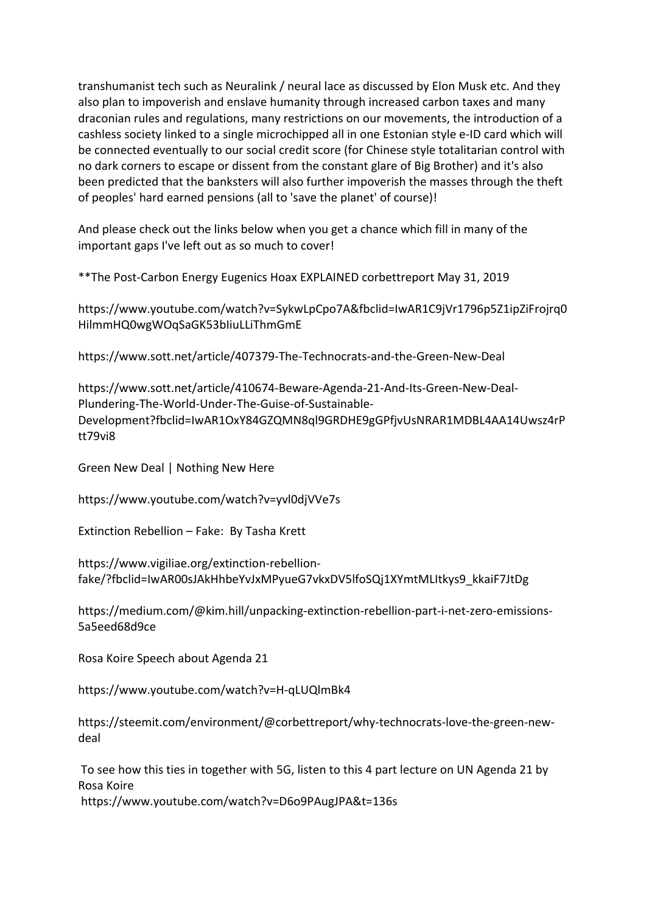transhumanist tech such as Neuralink / neural lace as discussed by Elon Musk etc. And they also plan to impoverish and enslave humanity through increased carbon taxes and many draconian rules and regulations, many restrictions on our movements, the introduction of a cashless society linked to a single microchipped all in one Estonian style e-ID card which will be connected eventually to our social credit score (for Chinese style totalitarian control with no dark corners to escape or dissent from the constant glare of Big Brother) and it's also been predicted that the banksters will also further impoverish the masses through the theft of peoples' hard earned pensions (all to 'save the planet' of course)!

And please check out the links below when you get a chance which fill in many of the important gaps I've left out as so much to cover!

**The Post-Carbon Energy Eugenics Hoax EXPLAINED corbettreport May 31, 2019

https://www.youtube.com/watch?v=SykwLpCpo7A&fbclid=IwAR1C9jVr1796p5Z1ipZiFrojrq0HilmmHQ0wgWOqSaGK53bIiuLLiThmGmE

https://www.sott.net/article/407379-The-Technocrats-and-the-Green-New-Deal

https://www.sott.net/article/410674-Beware-Agenda-21-And-Its-Green-New-Deal-Plundering-The-World-Under-The-Guise-of-Sustainable-Development?fbclid=IwAR1OxY84GZQMN8ql9GRDHE9gGPfjvUsNRAR1MDBL4AA14Uwsz4rPtt79vi8

Green New Deal | Nothing New Here

https://www.youtube.com/watch?v=yvl0djVVe7s

Extinction Rebellion – Fake: By Tasha Krett

https://www.vigiliae.org/extinction-rebellion-fake/?fbclid=IwAR00sJAkHhbeYvJxMPyueG7vkxDV5lfoSQj1XYmtMLItkys9_kkaiF7JtDg

https://medium.com/@kim.hill/unpacking-extinction-rebellion-part-i-net-zero-emissions-5a5eed68d9ce

Rosa Koire Speech about Agenda 21

https://www.youtube.com/watch?v=H-qLUQlmBk4

https://steemit.com/environment/@corbettreport/why-technocrats-love-the-green-new-deal

To see how this ties in together with 5G, listen to this 4 part lecture on UN Agenda 21 by Rosa Koire
https://www.youtube.com/watch?v=D6o9PAugJPA&t=136s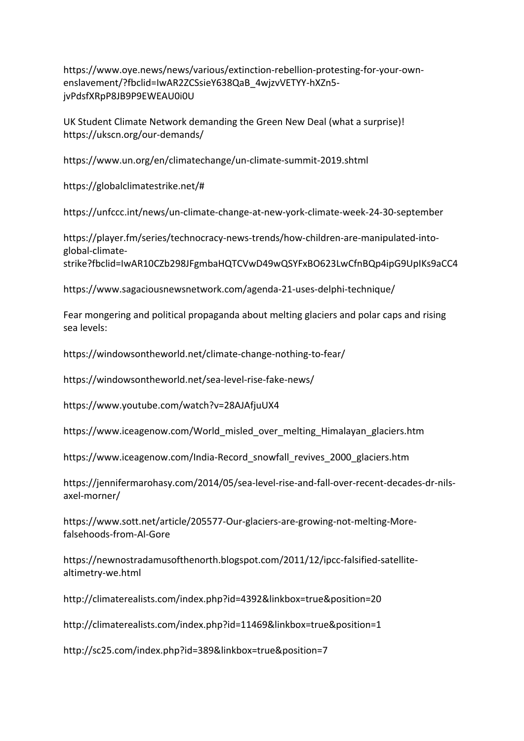https://www.oye.news/news/various/extinction-rebellion-protesting-for-your-own-enslavement/?fbclid=IwAR2ZCSsieY638QaB_4wjzvVETYY-hXZn5-jvPdsfXRpP8JB9P9EWEAU0i0U

UK Student Climate Network demanding the Green New Deal (what a surprise)! https://ukscn.org/our-demands/

https://www.un.org/en/climatechange/un-climate-summit-2019.shtml

https://globalclimatestrike.net/#

https://unfccc.int/news/un-climate-change-at-new-york-climate-week-24-30-september

https://player.fm/series/technocracy-news-trends/how-children-are-manipulated-into-global-climate-strike?fbclid=IwAR10CZb298JFgmbaHQTCVwD49wQSYFxBO623LwCfnBQp4ipG9UpIKs9aCC4

https://www.sagaciousnewsnetwork.com/agenda-21-uses-delphi-technique/

Fear mongering and political propaganda about melting glaciers and polar caps and rising sea levels:

https://windowsontheworld.net/climate-change-nothing-to-fear/

https://windowsontheworld.net/sea-level-rise-fake-news/

https://www.youtube.com/watch?v=28AJAfjuUX4

https://www.iceagenow.com/World_misled_over_melting_Himalayan_glaciers.htm

https://www.iceagenow.com/India-Record_snowfall_revives_2000_glaciers.htm

https://jennifermarohasy.com/2014/05/sea-level-rise-and-fall-over-recent-decades-dr-nils-axel-morner/

https://www.sott.net/article/205577-Our-glaciers-are-growing-not-melting-More-falsehoods-from-Al-Gore

https://newnostradamusofthenorth.blogspot.com/2011/12/ipcc-falsified-satellite-altimetry-we.html

http://climaterealists.com/index.php?id=4392&linkbox=true&position=20

http://climaterealists.com/index.php?id=11469&linkbox=true&position=1

http://sc25.com/index.php?id=389&linkbox=true&position=7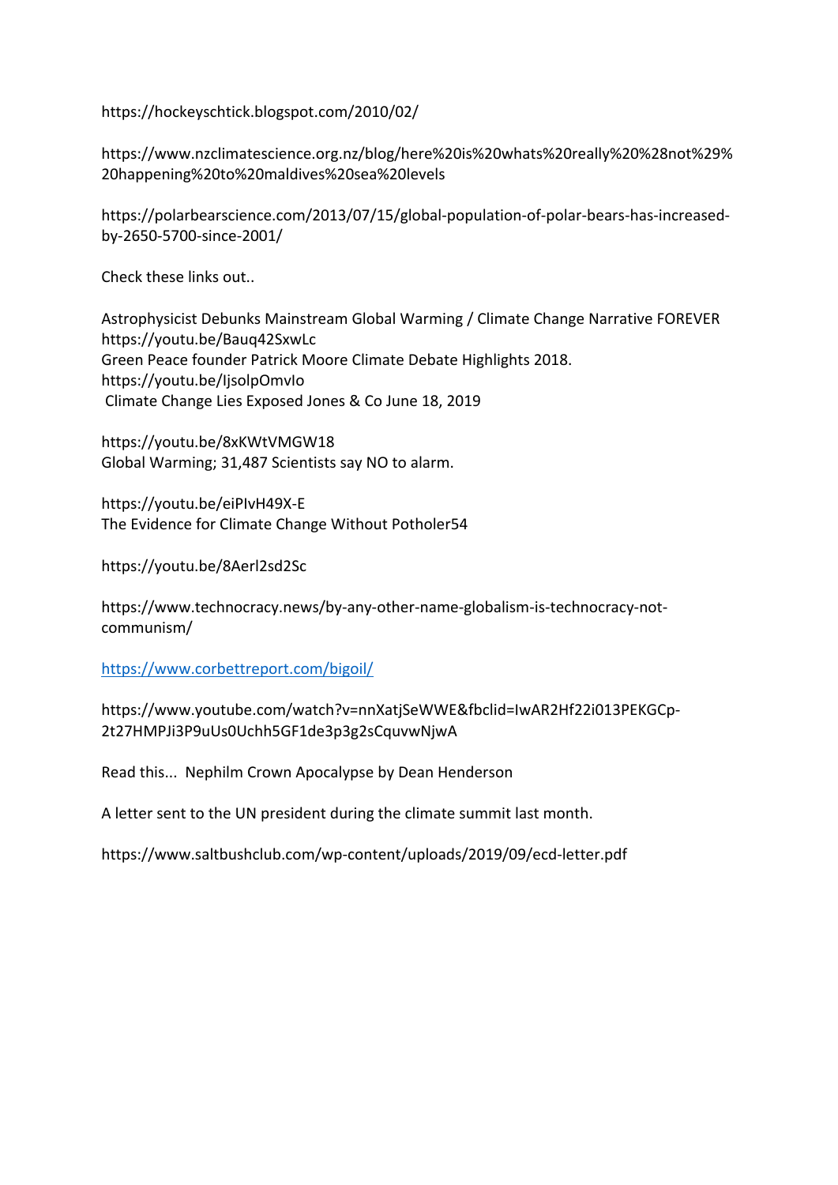https://hockeyschtick.blogspot.com/2010/02/

https://www.nzclimatescience.org.nz/blog/here%20is%20whats%20really%20%28not%29%20happening%20to%20maldives%20sea%20levels

https://polarbearscience.com/2013/07/15/global-population-of-polar-bears-has-increased-by-2650-5700-since-2001/

Check these links out..

Astrophysicist Debunks Mainstream Global Warming / Climate Change Narrative FOREVER
https://youtu.be/Bauq42SxwLc
Green Peace founder Patrick Moore Climate Debate Highlights 2018.
https://youtu.be/IjsolpOmvIo
Climate Change Lies Exposed Jones & Co June 18, 2019

https://youtu.be/8xKWtVMGW18
Global Warming; 31,487 Scientists say NO to alarm.

https://youtu.be/eiPIvH49X-E
The Evidence for Climate Change Without Potholer54

https://youtu.be/8Aerl2sd2Sc

https://www.technocracy.news/by-any-other-name-globalism-is-technocracy-not-communism/

https://www.corbettreport.com/bigoil/

https://www.youtube.com/watch?v=nnXatjSeWWE&fbclid=IwAR2Hf22i013PEKGCp-2t27HMPJi3P9uUs0Uchh5GF1de3p3g2sCquvwNjwA

Read this... Nephilm Crown Apocalypse by Dean Henderson

A letter sent to the UN president during the climate summit last month.

https://www.saltbushclub.com/wp-content/uploads/2019/09/ecd-letter.pdf